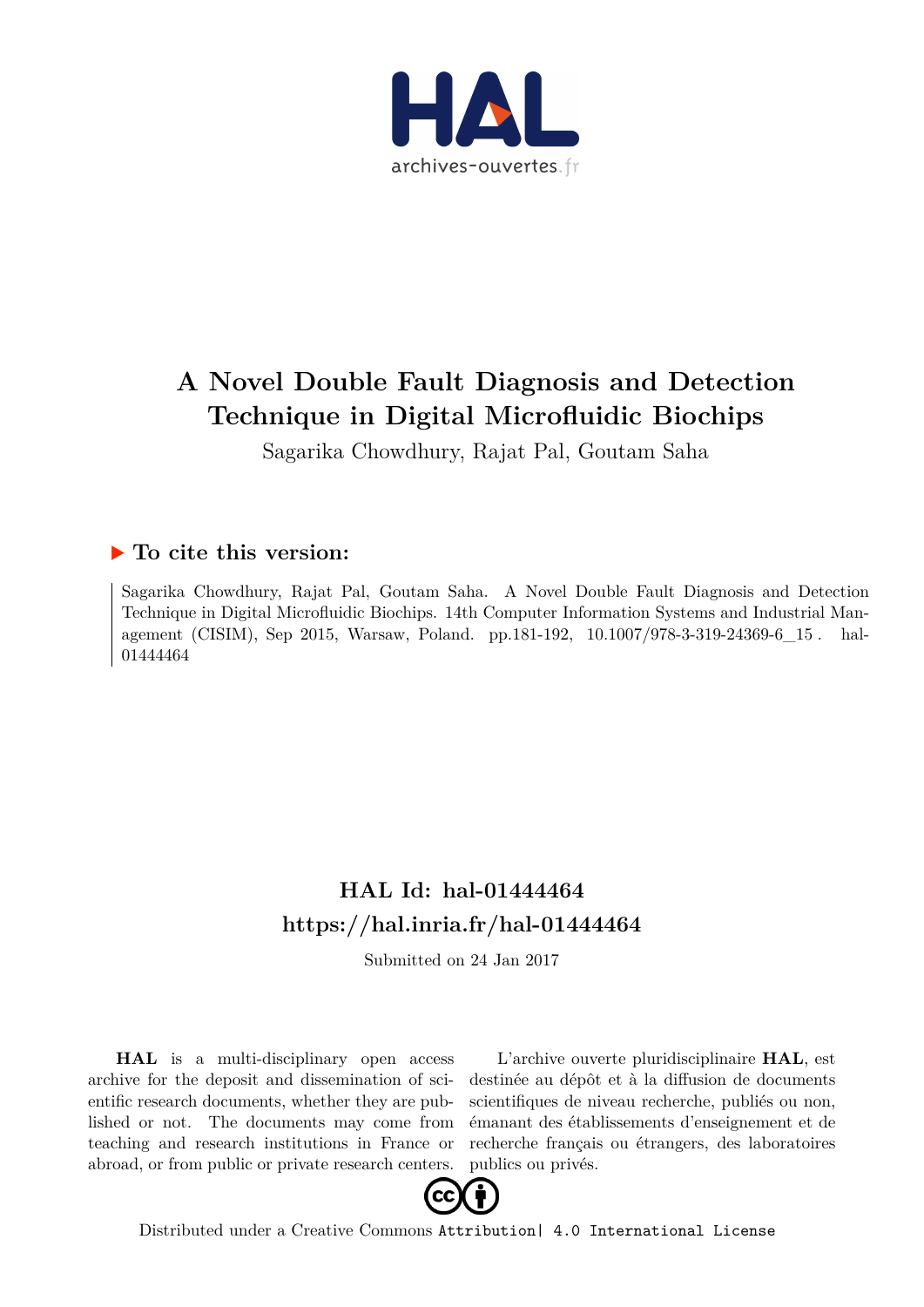# A Novel Double Fault Diagnosis and Detection Technique in Digital Microfluidic Biochips

Sagarika Chowdhury, Rajat Pal, Goutam Saha

## ▶ To cite this version:

Sagarika Chowdhury, Rajat Pal, Goutam Saha. A Novel Double Fault Diagnosis and Detection Technique in Digital Microfluidic Biochips. 14th Computer Information Systems and Industrial Management (CISIM), Sep 2015, Warsaw, Poland. pp.181-192, 10.1007/978-3-319-24369-6_15 . hal-01444464

## HAL Id: hal-01444464

## https://hal.inria.fr/hal-01444464

Submitted on 24 Jan 2017

**HAL** is a multi-disciplinary open access archive for the deposit and dissemination of scientific research documents, whether they are published or not. The documents may come from teaching and research institutions in France or abroad, or from public or private research centers.

L'archive ouverte pluridisciplinaire **HAL**, est destinée au dépôt et à la diffusion de documents scientifiques de niveau recherche, publiés ou non, émanant des établissements d'enseignement et de recherche français ou étrangers, des laboratoires publics ou privés.

Distributed under a Creative Commons Attribution| 4.0 International License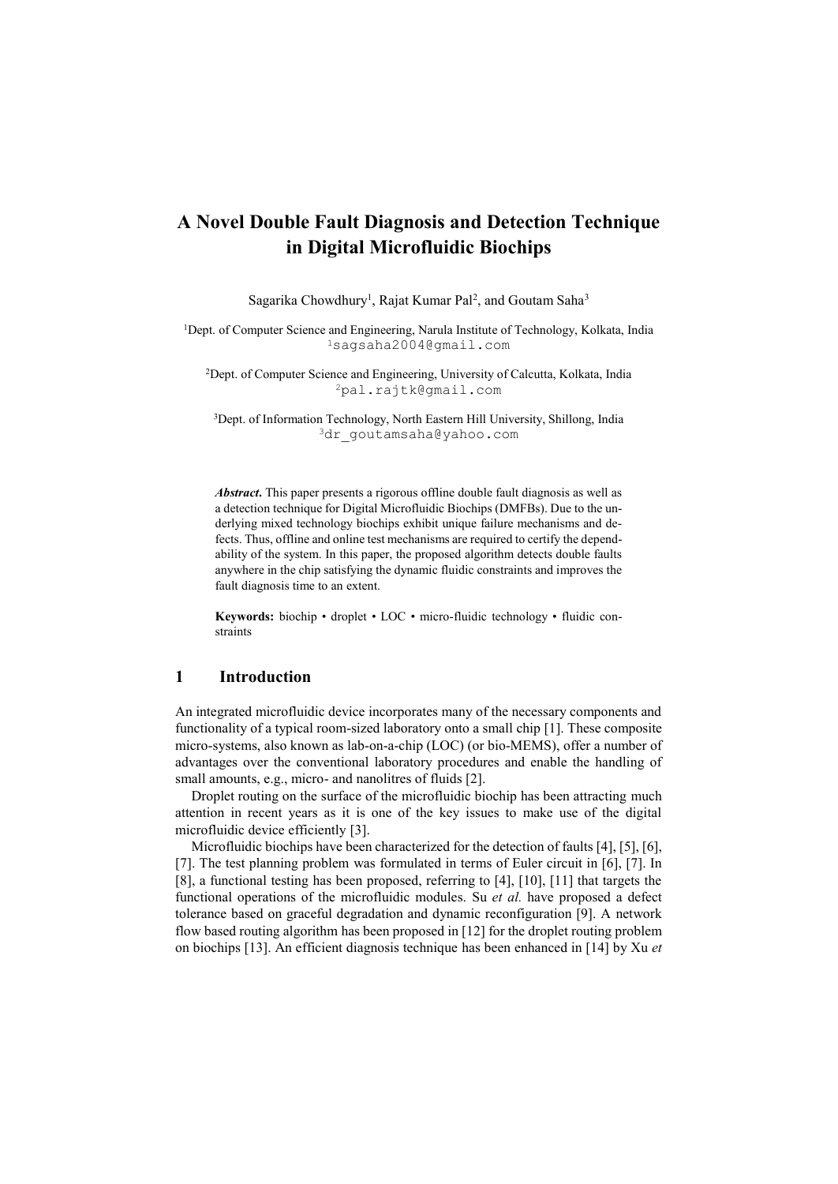# A Novel Double Fault Diagnosis and Detection Technique in Digital Microfluidic Biochips

Sagarika Chowdhury[1], Rajat Kumar Pal[2], and Goutam Saha[3]

[1]Dept. of Computer Science and Engineering, Narula Institute of Technology, Kolkata, India
[1]sagsaha2004@gmail.com

[2]Dept. of Computer Science and Engineering, University of Calcutta, Kolkata, India
[2]pal.rajtk@gmail.com

[3]Dept. of Information Technology, North Eastern Hill University, Shillong, India
[3]dr_goutamsaha@yahoo.com

***Abstract.*** This paper presents a rigorous offline double fault diagnosis as well as a detection technique for Digital Microfluidic Biochips (DMFBs). Due to the underlying mixed technology biochips exhibit unique failure mechanisms and defects. Thus, offline and online test mechanisms are required to certify the dependability of the system. In this paper, the proposed algorithm detects double faults anywhere in the chip satisfying the dynamic fluidic constraints and improves the fault diagnosis time to an extent.

**Keywords:** biochip • droplet • LOC • micro-fluidic technology • fluidic constraints

## 1 Introduction

An integrated microfluidic device incorporates many of the necessary components and functionality of a typical room-sized laboratory onto a small chip [1]. These composite micro-systems, also known as lab-on-a-chip (LOC) (or bio-MEMS), offer a number of advantages over the conventional laboratory procedures and enable the handling of small amounts, e.g., micro- and nanolitres of fluids [2].

Droplet routing on the surface of the microfluidic biochip has been attracting much attention in recent years as it is one of the key issues to make use of the digital microfluidic device efficiently [3].

Microfluidic biochips have been characterized for the detection of faults [4], [5], [6], [7]. The test planning problem was formulated in terms of Euler circuit in [6], [7]. In [8], a functional testing has been proposed, referring to [4], [10], [11] that targets the functional operations of the microfluidic modules. Su *et al.* have proposed a defect tolerance based on graceful degradation and dynamic reconfiguration [9]. A network flow based routing algorithm has been proposed in [12] for the droplet routing problem on biochips [13]. An efficient diagnosis technique has been enhanced in [14] by Xu *et*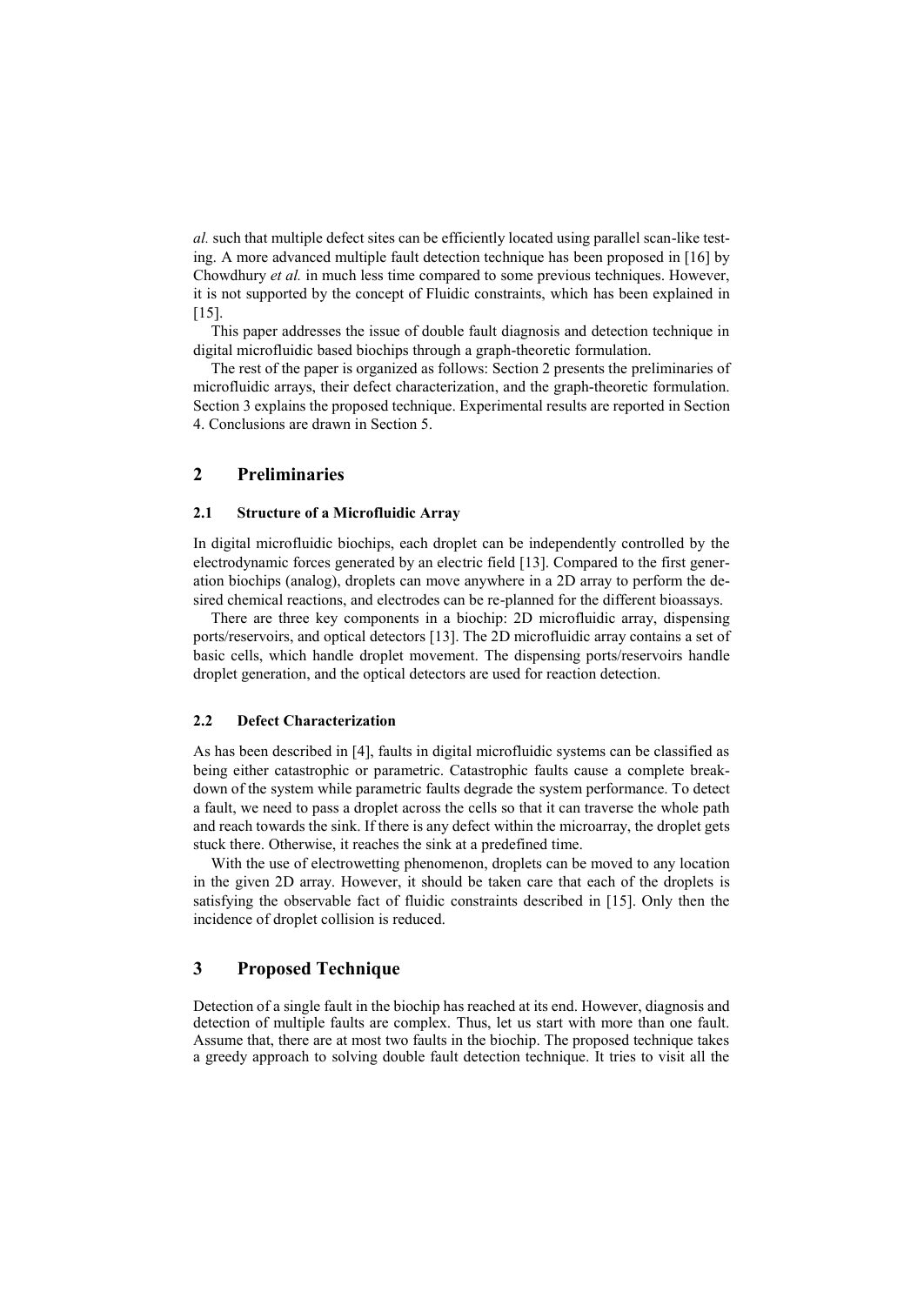*al.* such that multiple defect sites can be efficiently located using parallel scan-like testing. A more advanced multiple fault detection technique has been proposed in [16] by Chowdhury *et al.* in much less time compared to some previous techniques. However, it is not supported by the concept of Fluidic constraints, which has been explained in [15].

This paper addresses the issue of double fault diagnosis and detection technique in digital microfluidic based biochips through a graph-theoretic formulation.

The rest of the paper is organized as follows: Section 2 presents the preliminaries of microfluidic arrays, their defect characterization, and the graph-theoretic formulation. Section 3 explains the proposed technique. Experimental results are reported in Section 4. Conclusions are drawn in Section 5.

## 2 Preliminaries

### 2.1 Structure of a Microfluidic Array

In digital microfluidic biochips, each droplet can be independently controlled by the electrodynamic forces generated by an electric field [13]. Compared to the first generation biochips (analog), droplets can move anywhere in a 2D array to perform the desired chemical reactions, and electrodes can be re-planned for the different bioassays.

There are three key components in a biochip: 2D microfluidic array, dispensing ports/reservoirs, and optical detectors [13]. The 2D microfluidic array contains a set of basic cells, which handle droplet movement. The dispensing ports/reservoirs handle droplet generation, and the optical detectors are used for reaction detection.

### 2.2 Defect Characterization

As has been described in [4], faults in digital microfluidic systems can be classified as being either catastrophic or parametric. Catastrophic faults cause a complete breakdown of the system while parametric faults degrade the system performance. To detect a fault, we need to pass a droplet across the cells so that it can traverse the whole path and reach towards the sink. If there is any defect within the microarray, the droplet gets stuck there. Otherwise, it reaches the sink at a predefined time.

With the use of electrowetting phenomenon, droplets can be moved to any location in the given 2D array. However, it should be taken care that each of the droplets is satisfying the observable fact of fluidic constraints described in [15]. Only then the incidence of droplet collision is reduced.

## 3 Proposed Technique

Detection of a single fault in the biochip has reached at its end. However, diagnosis and detection of multiple faults are complex. Thus, let us start with more than one fault. Assume that, there are at most two faults in the biochip. The proposed technique takes a greedy approach to solving double fault detection technique. It tries to visit all the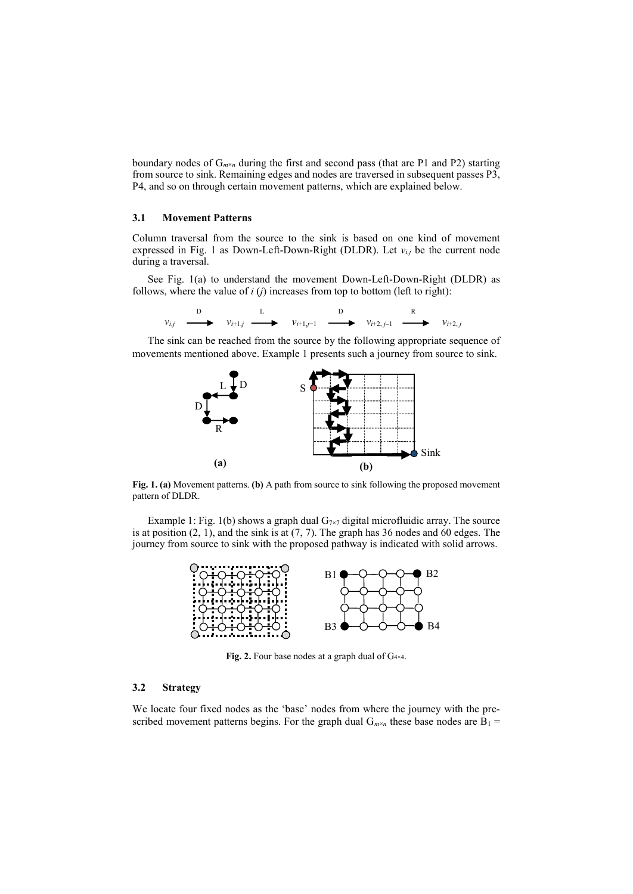boundary nodes of $G_{m \times n}$ during the first and second pass (that are P1 and P2) starting from source to sink. Remaining edges and nodes are traversed in subsequent passes P3, P4, and so on through certain movement patterns, which are explained below.

### 3.1 Movement Patterns

Column traversal from the source to the sink is based on one kind of movement expressed in Fig. 1 as Down-Left-Down-Right (DLDR). Let $v_{i,j}$ be the current node during a traversal.

See Fig. 1(a) to understand the movement Down-Left-Down-Right (DLDR) as follows, where the value of $i$ ($j$) increases from top to bottom (left to right):

$$v_{i,j} \xrightarrow{D} v_{i+1,j} \xrightarrow{L} v_{i+1,j-1} \xrightarrow{D} v_{i+2,j-1} \xrightarrow{R} v_{i+2,j}$$

The sink can be reached from the source by the following appropriate sequence of movements mentioned above. Example 1 presents such a journey from source to sink.

**Fig. 1. (a)** Movement patterns. **(b)** A path from source to sink following the proposed movement pattern of DLDR.

Example 1: Fig. 1(b) shows a graph dual $G_{7 \times 7}$ digital microfluidic array. The source is at position (2, 1), and the sink is at (7, 7). The graph has 36 nodes and 60 edges. The journey from source to sink with the proposed pathway is indicated with solid arrows.

**Fig. 2.** Four base nodes at a graph dual of $G_{4 \times 4}$.

### 3.2 Strategy

We locate four fixed nodes as the 'base' nodes from where the journey with the prescribed movement patterns begins. For the graph dual $G_{m \times n}$ these base nodes are $B_1 =$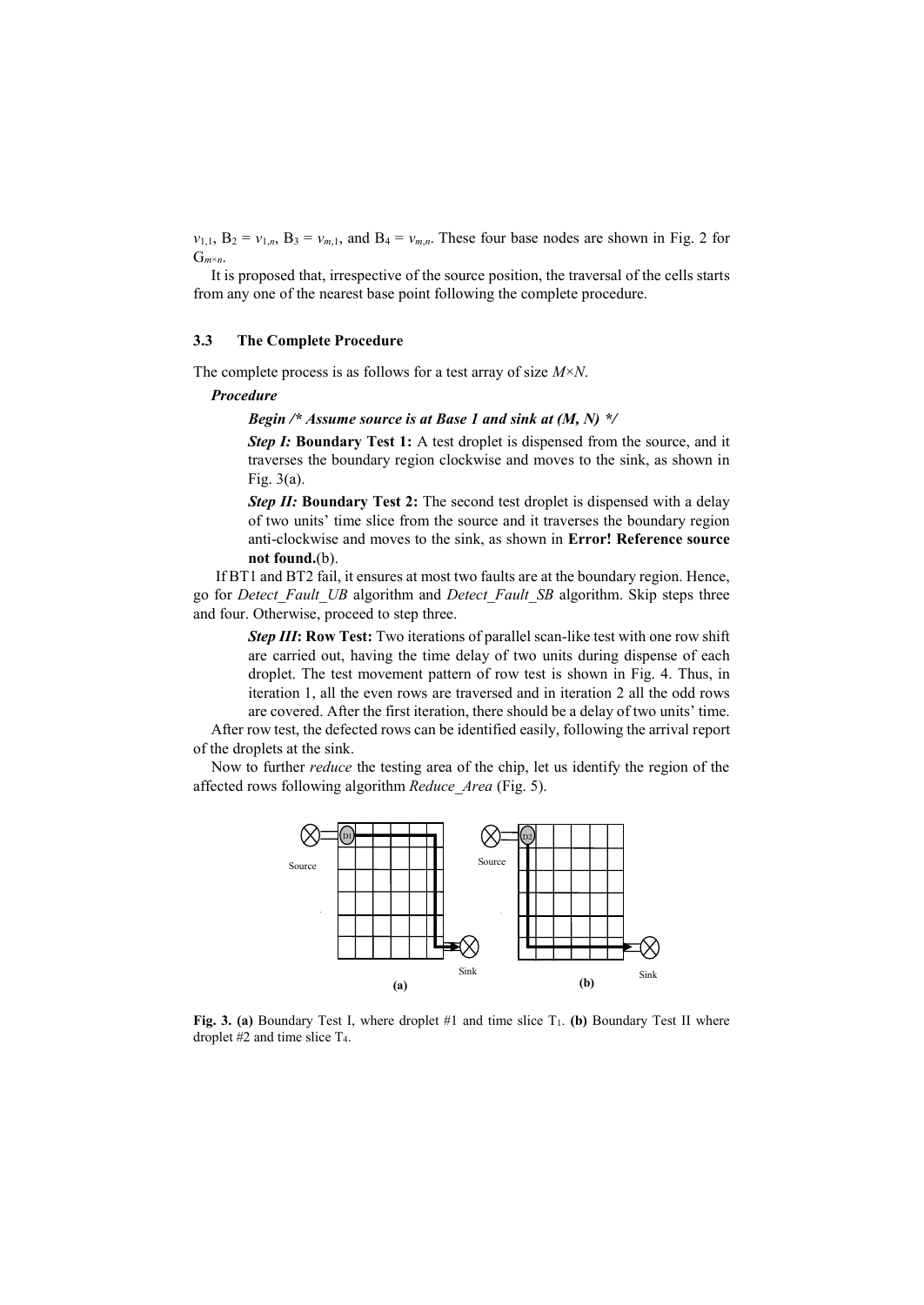$v_{1,1}$, $B_2 = v_{1,n}$, $B_3 = v_{m,1}$, and $B_4 = v_{m,n}$. These four base nodes are shown in Fig. 2 for $G_{m \times n}$.

It is proposed that, irrespective of the source position, the traversal of the cells starts from any one of the nearest base point following the complete procedure.

### 3.3 The Complete Procedure

The complete process is as follows for a test array of size $M \times N$.

***Procedure***

***Begin /* Assume source is at Base 1 and sink at (M, N) */***

***Step I:*** **Boundary Test 1:** A test droplet is dispensed from the source, and it traverses the boundary region clockwise and moves to the sink, as shown in Fig. 3(a).

***Step II:*** **Boundary Test 2:** The second test droplet is dispensed with a delay of two units' time slice from the source and it traverses the boundary region anti-clockwise and moves to the sink, as shown in **Error! Reference source not found.**(b).

If BT1 and BT2 fail, it ensures at most two faults are at the boundary region. Hence, go for *Detect_Fault_UB* algorithm and *Detect_Fault_SB* algorithm. Skip steps three and four. Otherwise, proceed to step three.

***Step III*:** **Row Test:** Two iterations of parallel scan-like test with one row shift are carried out, having the time delay of two units during dispense of each droplet. The test movement pattern of row test is shown in Fig. 4. Thus, in iteration 1, all the even rows are traversed and in iteration 2 all the odd rows are covered. After the first iteration, there should be a delay of two units' time.

After row test, the defected rows can be identified easily, following the arrival report of the droplets at the sink.

Now to further *reduce* the testing area of the chip, let us identify the region of the affected rows following algorithm *Reduce_Area* (Fig. 5).

**Fig. 3. (a)** Boundary Test I, where droplet #1 and time slice $T_1$. **(b)** Boundary Test II where droplet #2 and time slice $T_4$.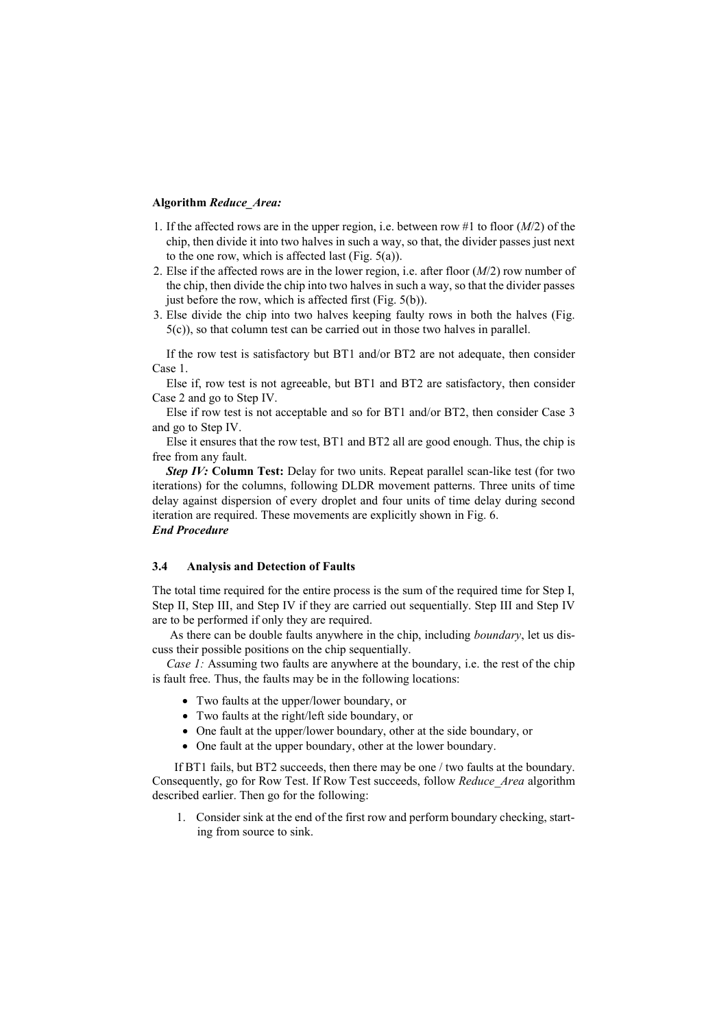**Algorithm *Reduce_Area:***

1. If the affected rows are in the upper region, i.e. between row #1 to floor ($M/2$) of the chip, then divide it into two halves in such a way, so that, the divider passes just next to the one row, which is affected last (Fig. 5(a)).
2. Else if the affected rows are in the lower region, i.e. after floor ($M/2$) row number of the chip, then divide the chip into two halves in such a way, so that the divider passes just before the row, which is affected first (Fig. 5(b)).
3. Else divide the chip into two halves keeping faulty rows in both the halves (Fig. 5(c)), so that column test can be carried out in those two halves in parallel.

If the row test is satisfactory but BT1 and/or BT2 are not adequate, then consider Case 1.

Else if, row test is not agreeable, but BT1 and BT2 are satisfactory, then consider Case 2 and go to Step IV.

Else if row test is not acceptable and so for BT1 and/or BT2, then consider Case 3 and go to Step IV.

Else it ensures that the row test, BT1 and BT2 all are good enough. Thus, the chip is free from any fault.

***Step IV:*** **Column Test:** Delay for two units. Repeat parallel scan-like test (for two iterations) for the columns, following DLDR movement patterns. Three units of time delay against dispersion of every droplet and four units of time delay during second iteration are required. These movements are explicitly shown in Fig. 6.

***End Procedure***

### 3.4 Analysis and Detection of Faults

The total time required for the entire process is the sum of the required time for Step I, Step II, Step III, and Step IV if they are carried out sequentially. Step III and Step IV are to be performed if only they are required.

As there can be double faults anywhere in the chip, including *boundary*, let us discuss their possible positions on the chip sequentially.

*Case 1:* Assuming two faults are anywhere at the boundary, i.e. the rest of the chip is fault free. Thus, the faults may be in the following locations:

- Two faults at the upper/lower boundary, or
- Two faults at the right/left side boundary, or
- One fault at the upper/lower boundary, other at the side boundary, or
- One fault at the upper boundary, other at the lower boundary.

If BT1 fails, but BT2 succeeds, then there may be one / two faults at the boundary. Consequently, go for Row Test. If Row Test succeeds, follow *Reduce_Area* algorithm described earlier. Then go for the following:

1. Consider sink at the end of the first row and perform boundary checking, starting from source to sink.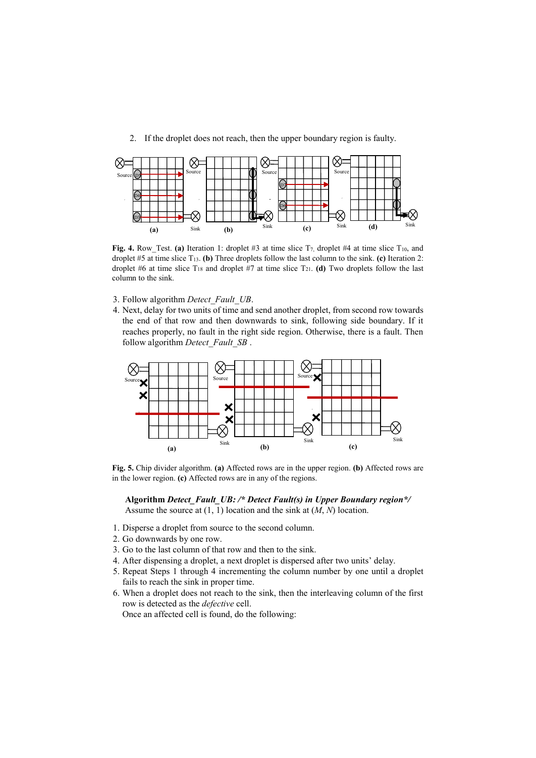2. If the droplet does not reach, then the upper boundary region is faulty.

**Fig. 4.** Row_Test. **(a)** Iteration 1: droplet #3 at time slice $T_7$, droplet #4 at time slice $T_{10}$, and droplet #5 at time slice $T_{13}$. **(b)** Three droplets follow the last column to the sink. **(c)** Iteration 2: droplet #6 at time slice $T_{18}$ and droplet #7 at time slice $T_{21}$. **(d)** Two droplets follow the last column to the sink.

3. Follow algorithm *Detect_Fault_UB*.
4. Next, delay for two units of time and send another droplet, from second row towards the end of that row and then downwards to sink, following side boundary. If it reaches properly, no fault in the right side region. Otherwise, there is a fault. Then follow algorithm *Detect_Fault_SB* .

**Fig. 5.** Chip divider algorithm. **(a)** Affected rows are in the upper region. **(b)** Affected rows are in the lower region. **(c)** Affected rows are in any of the regions.

**Algorithm *Detect_Fault_UB: /* Detect Fault(s) in Upper Boundary region*/***

Assume the source at (1, 1) location and the sink at ($M$, $N$) location.

1. Disperse a droplet from source to the second column.
2. Go downwards by one row.
3. Go to the last column of that row and then to the sink.
4. After dispensing a droplet, a next droplet is dispersed after two units' delay.
5. Repeat Steps 1 through 4 incrementing the column number by one until a droplet fails to reach the sink in proper time.
6. When a droplet does not reach to the sink, then the interleaving column of the first row is detected as the *defective* cell.

   Once an affected cell is found, do the following: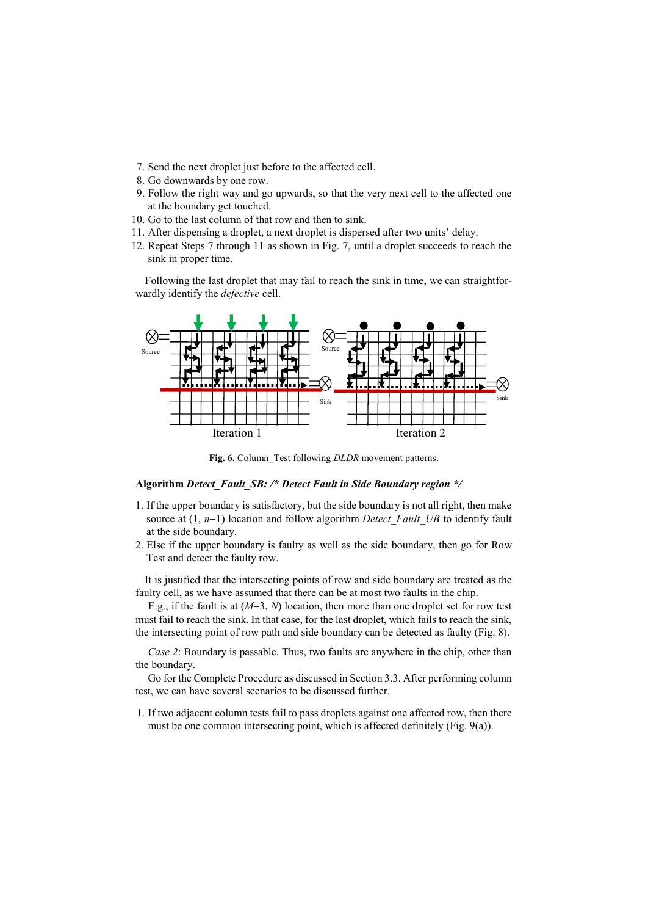7. Send the next droplet just before to the affected cell.
8. Go downwards by one row.
9. Follow the right way and go upwards, so that the very next cell to the affected one at the boundary get touched.
10. Go to the last column of that row and then to sink.
11. After dispensing a droplet, a next droplet is dispersed after two units' delay.
12. Repeat Steps 7 through 11 as shown in Fig. 7, until a droplet succeeds to reach the sink in proper time.

Following the last droplet that may fail to reach the sink in time, we can straightforwardly identify the *defective* cell.

**Fig. 6.** Column_Test following *DLDR* movement patterns.

**Algorithm *Detect_Fault_SB: /\* Detect Fault in Side Boundary region \*/***

1. If the upper boundary is satisfactory, but the side boundary is not all right, then make source at $(1, n-1)$ location and follow algorithm *Detect_Fault_UB* to identify fault at the side boundary.
2. Else if the upper boundary is faulty as well as the side boundary, then go for Row Test and detect the faulty row.

It is justified that the intersecting points of row and side boundary are treated as the faulty cell, as we have assumed that there can be at most two faults in the chip.

E.g., if the fault is at $(M-3, N)$ location, then more than one droplet set for row test must fail to reach the sink. In that case, for the last droplet, which fails to reach the sink, the intersecting point of row path and side boundary can be detected as faulty (Fig. 8).

*Case 2*: Boundary is passable. Thus, two faults are anywhere in the chip, other than the boundary.

Go for the Complete Procedure as discussed in Section 3.3. After performing column test, we can have several scenarios to be discussed further.

1. If two adjacent column tests fail to pass droplets against one affected row, then there must be one common intersecting point, which is affected definitely (Fig. 9(a)).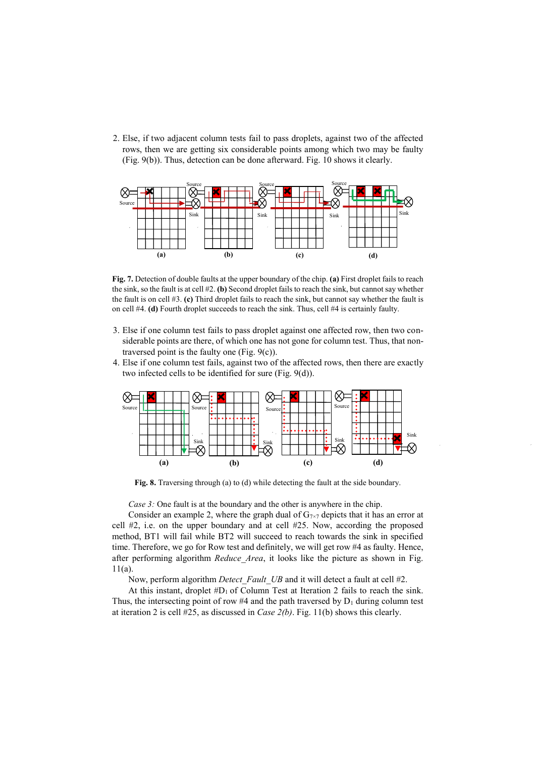2. Else, if two adjacent column tests fail to pass droplets, against two of the affected rows, then we are getting six considerable points among which two may be faulty (Fig. 9(b)). Thus, detection can be done afterward. Fig. 10 shows it clearly.

**Fig. 7.** Detection of double faults at the upper boundary of the chip. **(a)** First droplet fails to reach the sink, so the fault is at cell #2. **(b)** Second droplet fails to reach the sink, but cannot say whether the fault is on cell #3. **(c)** Third droplet fails to reach the sink, but cannot say whether the fault is on cell #4. **(d)** Fourth droplet succeeds to reach the sink. Thus, cell #4 is certainly faulty.

3. Else if one column test fails to pass droplet against one affected row, then two considerable points are there, of which one has not gone for column test. Thus, that non-traversed point is the faulty one (Fig. 9(c)).
4. Else if one column test fails, against two of the affected rows, then there are exactly two infected cells to be identified for sure (Fig. 9(d)).

**Fig. 8.** Traversing through (a) to (d) while detecting the fault at the side boundary.

*Case 3:* One fault is at the boundary and the other is anywhere in the chip.

Consider an example 2, where the graph dual of $G_{7\times7}$ depicts that it has an error at cell #2, i.e. on the upper boundary and at cell #25. Now, according the proposed method, BT1 will fail while BT2 will succeed to reach towards the sink in specified time. Therefore, we go for Row test and definitely, we will get row #4 as faulty. Hence, after performing algorithm *Reduce_Area*, it looks like the picture as shown in Fig. 11(a).

Now, perform algorithm *Detect_Fault_UB* and it will detect a fault at cell #2.

At this instant, droplet #$D_1$ of Column Test at Iteration 2 fails to reach the sink. Thus, the intersecting point of row #4 and the path traversed by $D_1$ during column test at iteration 2 is cell #25, as discussed in *Case 2(b)*. Fig. 11(b) shows this clearly.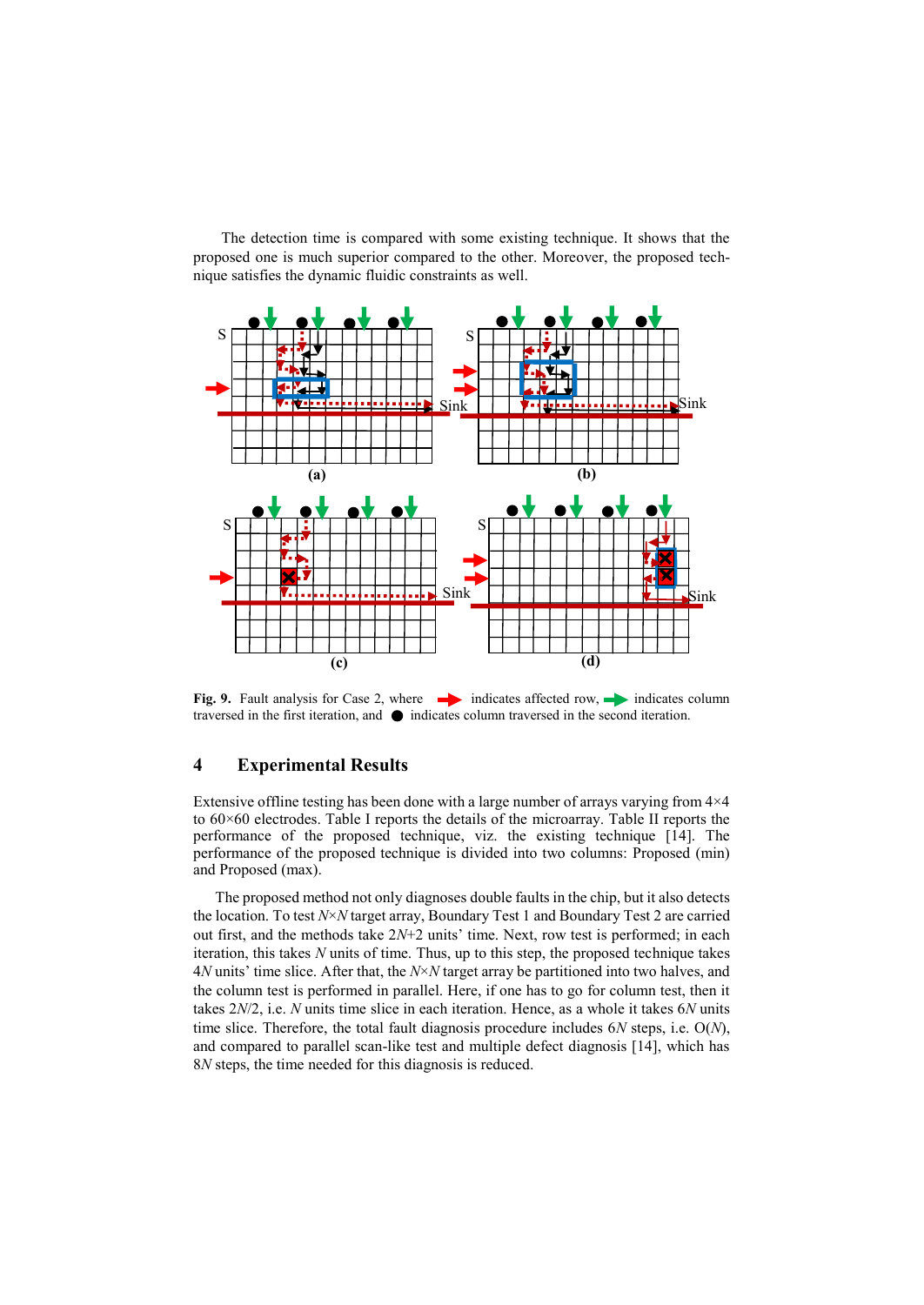The detection time is compared with some existing technique. It shows that the proposed one is much superior compared to the other. Moreover, the proposed technique satisfies the dynamic fluidic constraints as well.

**Fig. 9.** Fault analysis for Case 2, where ➡ indicates affected row, ➡ indicates column traversed in the first iteration, and ● indicates column traversed in the second iteration.

## 4 Experimental Results

Extensive offline testing has been done with a large number of arrays varying from 4×4 to 60×60 electrodes. Table I reports the details of the microarray. Table II reports the performance of the proposed technique, viz. the existing technique [14]. The performance of the proposed technique is divided into two columns: Proposed (min) and Proposed (max).

The proposed method not only diagnoses double faults in the chip, but it also detects the location. To test $N \times N$ target array, Boundary Test 1 and Boundary Test 2 are carried out first, and the methods take $2N+2$ units' time. Next, row test is performed; in each iteration, this takes $N$ units of time. Thus, up to this step, the proposed technique takes $4N$ units' time slice. After that, the $N \times N$ target array be partitioned into two halves, and the column test is performed in parallel. Here, if one has to go for column test, then it takes $2N/2$, i.e. $N$ units time slice in each iteration. Hence, as a whole it takes $6N$ units time slice. Therefore, the total fault diagnosis procedure includes $6N$ steps, i.e. $O(N)$, and compared to parallel scan-like test and multiple defect diagnosis [14], which has $8N$ steps, the time needed for this diagnosis is reduced.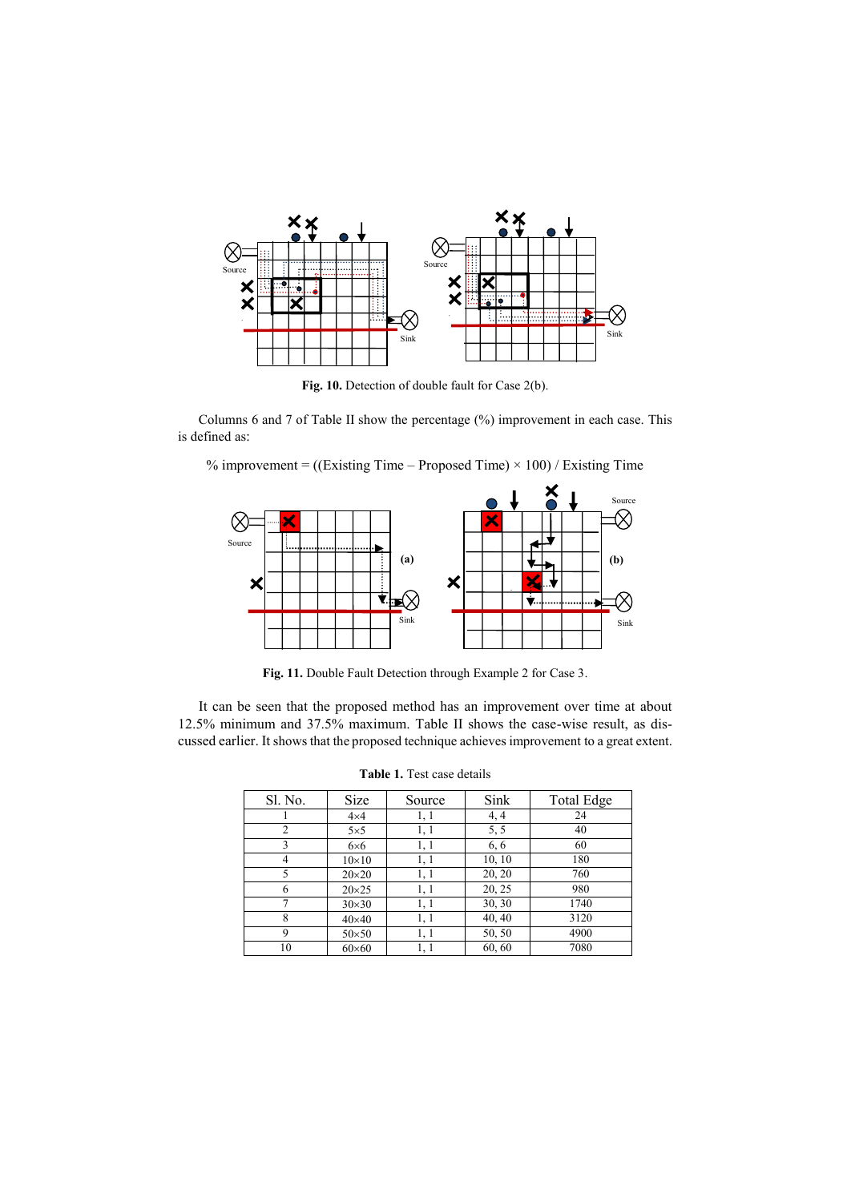**Fig. 10.** Detection of double fault for Case 2(b).

Columns 6 and 7 of Table II show the percentage (%) improvement in each case. This is defined as:

% improvement = ((Existing Time – Proposed Time) × 100) / Existing Time

**Fig. 11.** Double Fault Detection through Example 2 for Case 3.

It can be seen that the proposed method has an improvement over time at about 12.5% minimum and 37.5% maximum. Table II shows the case-wise result, as discussed earlier. It shows that the proposed technique achieves improvement to a great extent.

**Table 1.** Test case details

| Sl. No. | Size | Source | Sink | Total Edge |
|---|---|---|---|---|
| 1 | 4×4 | 1, 1 | 4, 4 | 24 |
| 2 | 5×5 | 1, 1 | 5, 5 | 40 |
| 3 | 6×6 | 1, 1 | 6, 6 | 60 |
| 4 | 10×10 | 1, 1 | 10, 10 | 180 |
| 5 | 20×20 | 1, 1 | 20, 20 | 760 |
| 6 | 20×25 | 1, 1 | 20, 25 | 980 |
| 7 | 30×30 | 1, 1 | 30, 30 | 1740 |
| 8 | 40×40 | 1, 1 | 40, 40 | 3120 |
| 9 | 50×50 | 1, 1 | 50, 50 | 4900 |
| 10 | 60×60 | 1, 1 | 60, 60 | 7080 |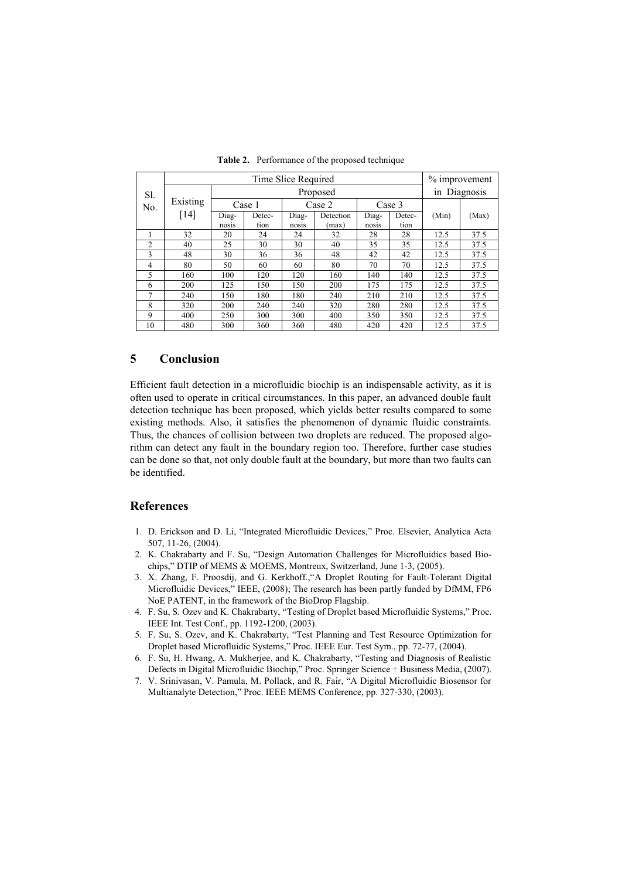**Table 2.** Performance of the proposed technique

| Sl. No. | Time Slice Required | | | | | | | % improvement in Diagnosis | |
|---|---|---|---|---|---|---|---|---|---|
| | Existing [14] | Proposed | | | | | | | |
| | | Case 1 | | Case 2 | | Case 3 | | | |
| | | Diag-nosis | Detec-tion | Diag-nosis | Detection (max) | Diag-nosis | Detec-tion | (Min) | (Max) |
| 1 | 32 | 20 | 24 | 24 | 32 | 28 | 28 | 12.5 | 37.5 |
| 2 | 40 | 25 | 30 | 30 | 40 | 35 | 35 | 12.5 | 37.5 |
| 3 | 48 | 30 | 36 | 36 | 48 | 42 | 42 | 12.5 | 37.5 |
| 4 | 80 | 50 | 60 | 60 | 80 | 70 | 70 | 12.5 | 37.5 |
| 5 | 160 | 100 | 120 | 120 | 160 | 140 | 140 | 12.5 | 37.5 |
| 6 | 200 | 125 | 150 | 150 | 200 | 175 | 175 | 12.5 | 37.5 |
| 7 | 240 | 150 | 180 | 180 | 240 | 210 | 210 | 12.5 | 37.5 |
| 8 | 320 | 200 | 240 | 240 | 320 | 280 | 280 | 12.5 | 37.5 |
| 9 | 400 | 250 | 300 | 300 | 400 | 350 | 350 | 12.5 | 37.5 |
| 10 | 480 | 300 | 360 | 360 | 480 | 420 | 420 | 12.5 | 37.5 |

## 5 Conclusion

Efficient fault detection in a microfluidic biochip is an indispensable activity, as it is often used to operate in critical circumstances. In this paper, an advanced double fault detection technique has been proposed, which yields better results compared to some existing methods. Also, it satisfies the phenomenon of dynamic fluidic constraints. Thus, the chances of collision between two droplets are reduced. The proposed algorithm can detect any fault in the boundary region too. Therefore, further case studies can be done so that, not only double fault at the boundary, but more than two faults can be identified.

## References

1. D. Erickson and D. Li, "Integrated Microfluidic Devices," Proc. Elsevier, Analytica Acta 507, 11-26, (2004).
2. K. Chakrabarty and F. Su, "Design Automation Challenges for Microfluidics based Biochips," DTIP of MEMS & MOEMS, Montreux, Switzerland, June 1-3, (2005).
3. X. Zhang, F. Proosdij, and G. Kerkhoff.,"A Droplet Routing for Fault-Tolerant Digital Microfluidic Devices," IEEE, (2008); The research has been partly funded by DfMM, FP6 NoE PATENT, in the framework of the BioDrop Flagship.
4. F. Su, S. Ozev and K. Chakrabarty, "Testing of Droplet based Microfluidic Systems," Proc. IEEE Int. Test Conf., pp. 1192-1200, (2003).
5. F. Su, S. Ozev, and K. Chakrabarty, "Test Planning and Test Resource Optimization for Droplet based Microfluidic Systems," Proc. IEEE Eur. Test Sym., pp. 72-77, (2004).
6. F. Su, H. Hwang, A. Mukherjee, and K. Chakrabarty, "Testing and Diagnosis of Realistic Defects in Digital Microfluidic Biochip," Proc. Springer Science + Business Media, (2007).
7. V. Srinivasan, V. Pamula, M. Pollack, and R. Fair, "A Digital Microfluidic Biosensor for Multianalyte Detection," Proc. IEEE MEMS Conference, pp. 327-330, (2003).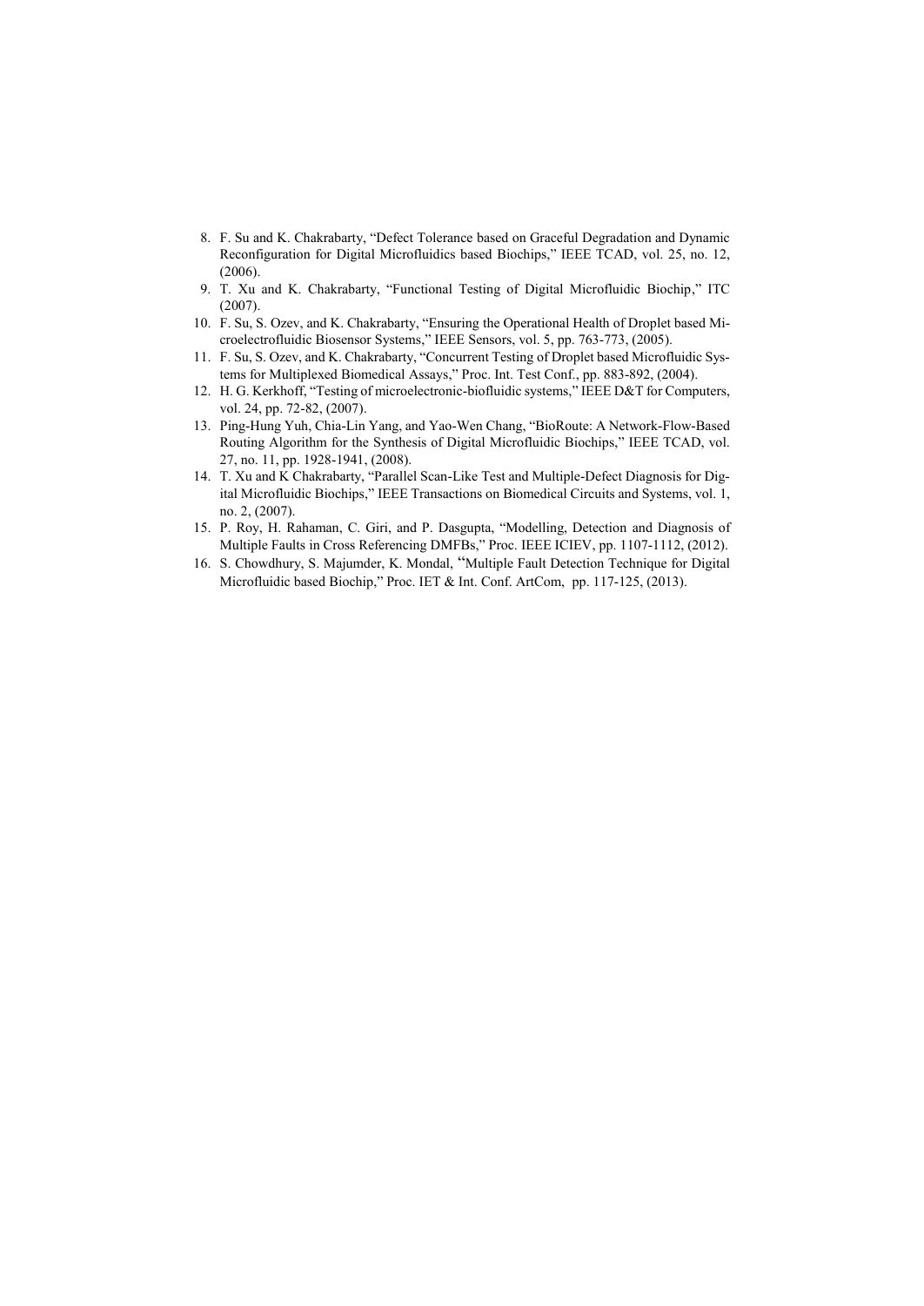8. F. Su and K. Chakrabarty, "Defect Tolerance based on Graceful Degradation and Dynamic Reconfiguration for Digital Microfluidics based Biochips," IEEE TCAD, vol. 25, no. 12, (2006).
9. T. Xu and K. Chakrabarty, "Functional Testing of Digital Microfluidic Biochip," ITC (2007).
10. F. Su, S. Ozev, and K. Chakrabarty, "Ensuring the Operational Health of Droplet based Microelectrofluidic Biosensor Systems," IEEE Sensors, vol. 5, pp. 763-773, (2005).
11. F. Su, S. Ozev, and K. Chakrabarty, "Concurrent Testing of Droplet based Microfluidic Systems for Multiplexed Biomedical Assays," Proc. Int. Test Conf., pp. 883-892, (2004).
12. H. G. Kerkhoff, "Testing of microelectronic-biofluidic systems," IEEE D&T for Computers, vol. 24, pp. 72-82, (2007).
13. Ping-Hung Yuh, Chia-Lin Yang, and Yao-Wen Chang, "BioRoute: A Network-Flow-Based Routing Algorithm for the Synthesis of Digital Microfluidic Biochips," IEEE TCAD, vol. 27, no. 11, pp. 1928-1941, (2008).
14. T. Xu and K Chakrabarty, "Parallel Scan-Like Test and Multiple-Defect Diagnosis for Digital Microfluidic Biochips," IEEE Transactions on Biomedical Circuits and Systems, vol. 1, no. 2, (2007).
15. P. Roy, H. Rahaman, C. Giri, and P. Dasgupta, "Modelling, Detection and Diagnosis of Multiple Faults in Cross Referencing DMFBs," Proc. IEEE ICIEV, pp. 1107-1112, (2012).
16. S. Chowdhury, S. Majumder, K. Mondal, "Multiple Fault Detection Technique for Digital Microfluidic based Biochip," Proc. IET & Int. Conf. ArtCom, pp. 117-125, (2013).